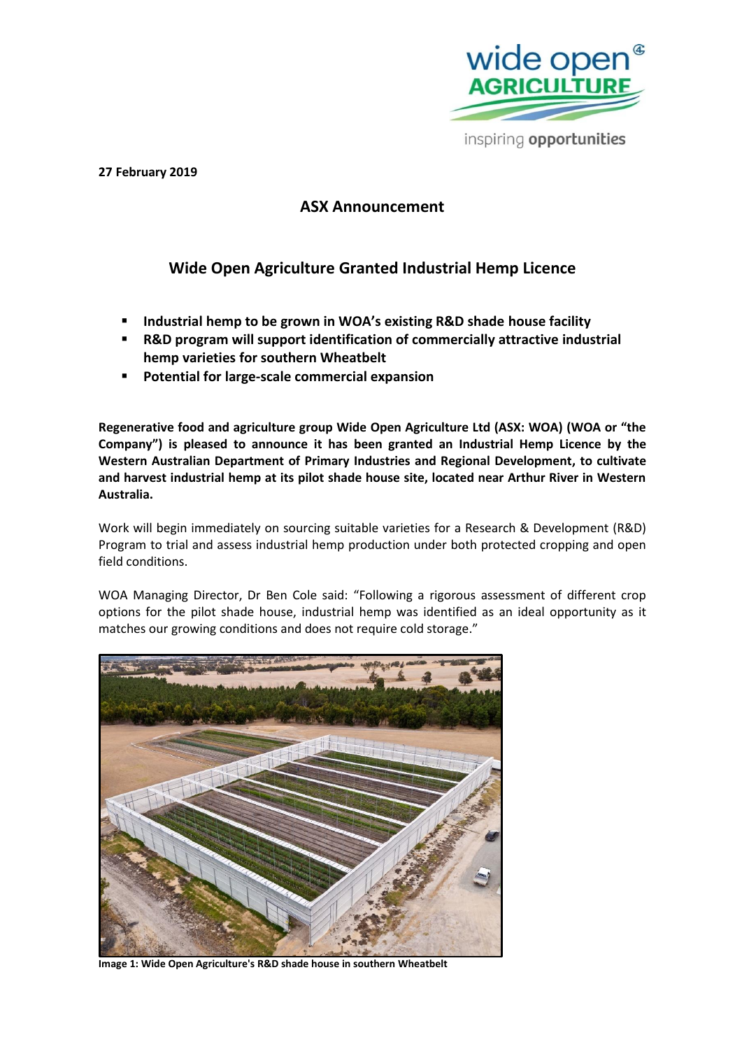27 February 2019

## ASX Announcement

# Wide Open Agriculture Granted Industrial Hemp Licence

- **Industrial hemp to be grown in WOA's existing R&D shade house facility**
- **R&D program will support identification of commercially attractive industrial hemp varieties for southern Wheatbelt**
- **Potential for large-scale commercial expansion**

**Regenerative food and agriculture group Wide Open Agriculture Ltd (ASX: WOA) (WOA or "the Company") is pleased to announce it has been granted an Industrial Hemp Licence by the Western Australian Department of Primary Industries and Regional Development, to cultivate and harvest industrial hemp at its pilot shade house site, located near Arthur River in Western Australia.**

Work will begin immediately on sourcing suitable varieties for a Research & Development (R&D) Program to trial and assess industrial hemp production under both protected cropping and open field conditions.

WOA Managing Director, Dr Ben Cole said: "Following a rigorous assessment of different crop options for the pilot shade house, industrial hemp was identified as an ideal opportunity as it matches our growing conditions and does not require cold storage."

**Image 1: Wide Open Agriculture's R&D shade house in southern Wheatbelt**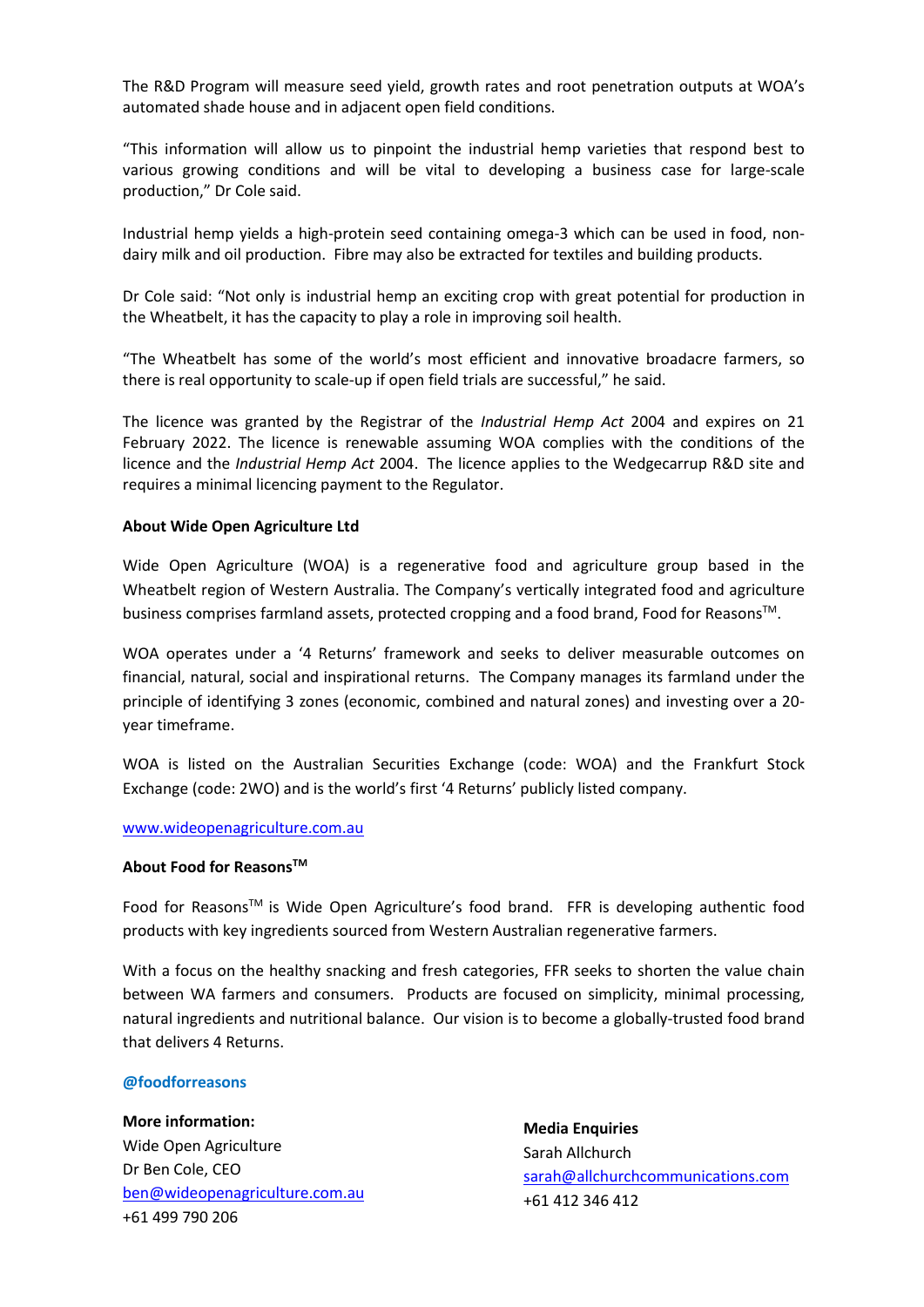The R&D Program will measure seed yield, growth rates and root penetration outputs at WOA's automated shade house and in adjacent open field conditions.

"This information will allow us to pinpoint the industrial hemp varieties that respond best to various growing conditions and will be vital to developing a business case for large-scale production," Dr Cole said.

Industrial hemp yields a high-protein seed containing omega-3 which can be used in food, non-dairy milk and oil production. Fibre may also be extracted for textiles and building products.

Dr Cole said: "Not only is industrial hemp an exciting crop with great potential for production in the Wheatbelt, it has the capacity to play a role in improving soil health.

"The Wheatbelt has some of the world's most efficient and innovative broadacre farmers, so there is real opportunity to scale-up if open field trials are successful," he said.

The licence was granted by the Registrar of the *Industrial Hemp Act* 2004 and expires on 21 February 2022. The licence is renewable assuming WOA complies with the conditions of the licence and the *Industrial Hemp Act* 2004. The licence applies to the Wedgecarrup R&D site and requires a minimal licencing payment to the Regulator.

**About Wide Open Agriculture Ltd**

Wide Open Agriculture (WOA) is a regenerative food and agriculture group based in the Wheatbelt region of Western Australia. The Company's vertically integrated food and agriculture business comprises farmland assets, protected cropping and a food brand, Food for Reasons™.

WOA operates under a '4 Returns' framework and seeks to deliver measurable outcomes on financial, natural, social and inspirational returns. The Company manages its farmland under the principle of identifying 3 zones (economic, combined and natural zones) and investing over a 20-year timeframe.

WOA is listed on the Australian Securities Exchange (code: WOA) and the Frankfurt Stock Exchange (code: 2WO) and is the world's first '4 Returns' publicly listed company.

www.wideopenagriculture.com.au

**About Food for Reasons™**

Food for Reasons™ is Wide Open Agriculture's food brand. FFR is developing authentic food products with key ingredients sourced from Western Australian regenerative farmers.

With a focus on the healthy snacking and fresh categories, FFR seeks to shorten the value chain between WA farmers and consumers. Products are focused on simplicity, minimal processing, natural ingredients and nutritional balance. Our vision is to become a globally-trusted food brand that delivers 4 Returns.

**@foodforreasons**

**More information:**
Wide Open Agriculture
Dr Ben Cole, CEO
ben@wideopenagriculture.com.au
+61 499 790 206

**Media Enquiries**
Sarah Allchurch
sarah@allchurchcommunications.com
+61 412 346 412